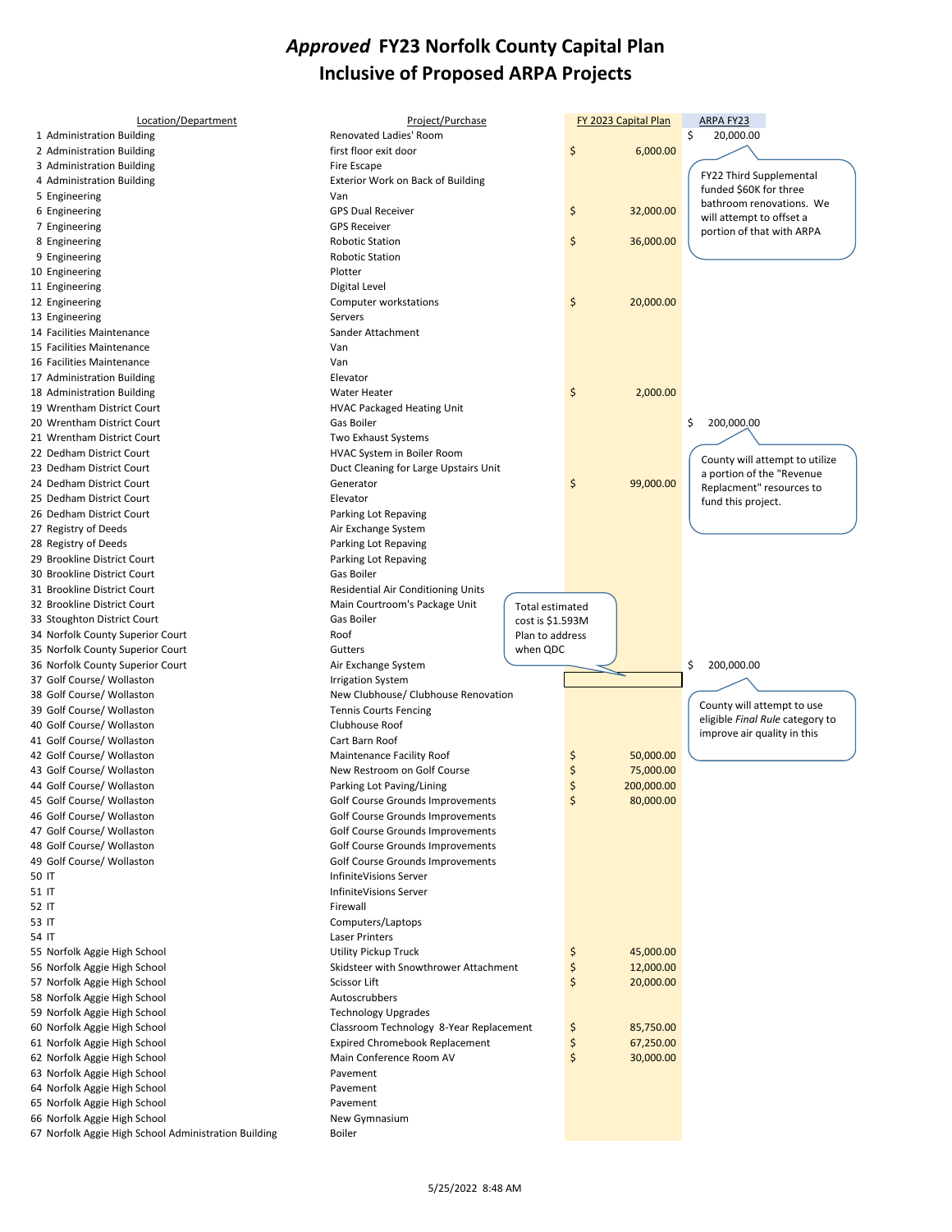# *Approved* FY23 Norfolk County Capital Plan
# Inclusive of Proposed ARPA Projects

| | Location/Department | Project/Purchase | FY 2023 Capital Plan | ARPA FY23 |
|---|---|---|---|---|
| 1 | Administration Building | Renovated Ladies' Room | | $ 20,000.00 |
| 2 | Administration Building | first floor exit door | $ 6,000.00 | |
| 3 | Administration Building | Fire Escape | | |
| 4 | Administration Building | Exterior Work on Back of Building | | |
| 5 | Engineering | Van | | |
| 6 | Engineering | GPS Dual Receiver | $ 32,000.00 | |
| 7 | Engineering | GPS Receiver | | |
| 8 | Engineering | Robotic Station | $ 36,000.00 | |
| 9 | Engineering | Robotic Station | | |
| 10 | Engineering | Plotter | | |
| 11 | Engineering | Digital Level | | |
| 12 | Engineering | Computer workstations | $ 20,000.00 | |
| 13 | Engineering | Servers | | |
| 14 | Facilities Maintenance | Sander Attachment | | |
| 15 | Facilities Maintenance | Van | | |
| 16 | Facilities Maintenance | Van | | |
| 17 | Administration Building | Elevator | | |
| 18 | Administration Building | Water Heater | $ 2,000.00 | |
| 19 | Wrentham District Court | HVAC Packaged Heating Unit | | |
| 20 | Wrentham District Court | Gas Boiler | | $ 200,000.00 |
| 21 | Wrentham District Court | Two Exhaust Systems | | |
| 22 | Dedham District Court | HVAC System in Boiler Room | | |
| 23 | Dedham District Court | Duct Cleaning for Large Upstairs Unit | | |
| 24 | Dedham District Court | Generator | $ 99,000.00 | |
| 25 | Dedham District Court | Elevator | | |
| 26 | Dedham District Court | Parking Lot Repaving | | |
| 27 | Registry of Deeds | Air Exchange System | | |
| 28 | Registry of Deeds | Parking Lot Repaving | | |
| 29 | Brookline District Court | Parking Lot Repaving | | |
| 30 | Brookline District Court | Gas Boiler | | |
| 31 | Brookline District Court | Residential Air Conditioning Units | | |
| 32 | Brookline District Court | Main Courtroom's Package Unit | | |
| 33 | Stoughton District Court | Gas Boiler | | |
| 34 | Norfolk County Superior Court | Roof | | |
| 35 | Norfolk County Superior Court | Gutters | | |
| 36 | Norfolk County Superior Court | Air Exchange System | | $ 200,000.00 |
| 37 | Golf Course/ Wollaston | Irrigation System | | |
| 38 | Golf Course/ Wollaston | New Clubhouse/ Clubhouse Renovation | | |
| 39 | Golf Course/ Wollaston | Tennis Courts Fencing | | |
| 40 | Golf Course/ Wollaston | Clubhouse Roof | | |
| 41 | Golf Course/ Wollaston | Cart Barn Roof | | |
| 42 | Golf Course/ Wollaston | Maintenance Facility Roof | $ 50,000.00 | |
| 43 | Golf Course/ Wollaston | New Restroom on Golf Course | $ 75,000.00 | |
| 44 | Golf Course/ Wollaston | Parking Lot Paving/Lining | $ 200,000.00 | |
| 45 | Golf Course/ Wollaston | Golf Course Grounds Improvements | $ 80,000.00 | |
| 46 | Golf Course/ Wollaston | Golf Course Grounds Improvements | | |
| 47 | Golf Course/ Wollaston | Golf Course Grounds Improvements | | |
| 48 | Golf Course/ Wollaston | Golf Course Grounds Improvements | | |
| 49 | Golf Course/ Wollaston | Golf Course Grounds Improvements | | |
| 50 | IT | InfiniteVisions Server | | |
| 51 | IT | InfiniteVisions Server | | |
| 52 | IT | Firewall | | |
| 53 | IT | Computers/Laptops | | |
| 54 | IT | Laser Printers | | |
| 55 | Norfolk Aggie High School | Utility Pickup Truck | $ 45,000.00 | |
| 56 | Norfolk Aggie High School | Skidsteer with Snowthrower Attachment | $ 12,000.00 | |
| 57 | Norfolk Aggie High School | Scissor Lift | $ 20,000.00 | |
| 58 | Norfolk Aggie High School | Autoscrubbers | | |
| 59 | Norfolk Aggie High School | Technology Upgrades | | |
| 60 | Norfolk Aggie High School | Classroom Technology 8-Year Replacement | $ 85,750.00 | |
| 61 | Norfolk Aggie High School | Expired Chromebook Replacement | $ 67,250.00 | |
| 62 | Norfolk Aggie High School | Main Conference Room AV | $ 30,000.00 | |
| 63 | Norfolk Aggie High School | Pavement | | |
| 64 | Norfolk Aggie High School | Pavement | | |
| 65 | Norfolk Aggie High School | Pavement | | |
| 66 | Norfolk Aggie High School | New Gymnasium | | |
| 67 | Norfolk Aggie High School Administration Building | Boiler | | |

Note (row 1, ARPA): FY22 Third Supplemental funded $60K for three bathroom renovations. We will attempt to offset a portion of that with ARPA

Note (row 20, ARPA): County will attempt to utilize a portion of the "Revenue Replacment" resources to fund this project.

Note (row 36, FY 2023 Capital Plan): Total estimated cost is $1.593M Plan to address when QDC

Note (row 36, ARPA): County will attempt to use eligible *Final Rule* category to improve air quality in this

5/25/2022 8:48 AM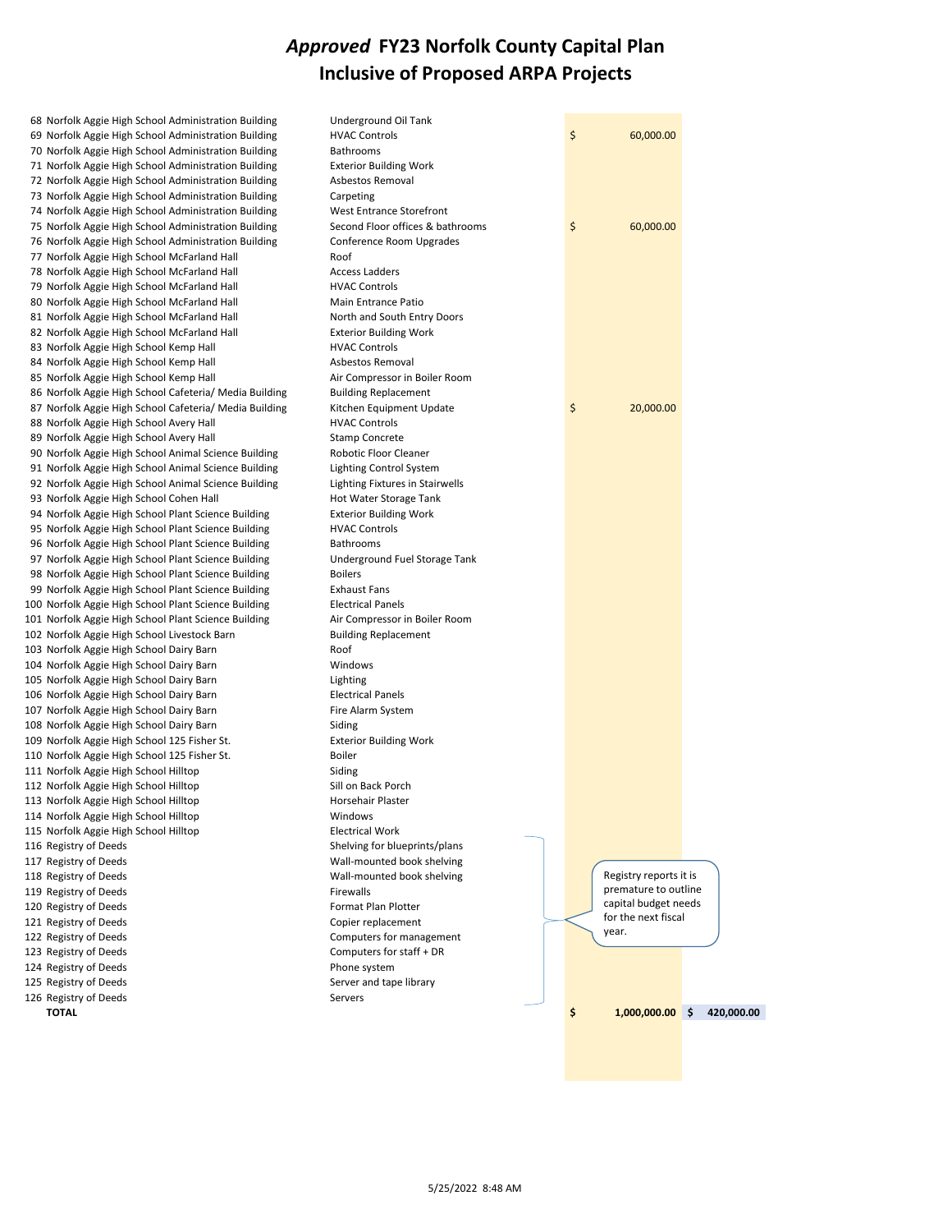# *Approved* FY23 Norfolk County Capital Plan
# Inclusive of Proposed ARPA Projects

| | | | | |
|---|---|---|---|---|
| 68 | Norfolk Aggie High School Administration Building | Underground Oil Tank | | |
| 69 | Norfolk Aggie High School Administration Building | HVAC Controls | $ 60,000.00 | |
| 70 | Norfolk Aggie High School Administration Building | Bathrooms | | |
| 71 | Norfolk Aggie High School Administration Building | Exterior Building Work | | |
| 72 | Norfolk Aggie High School Administration Building | Asbestos Removal | | |
| 73 | Norfolk Aggie High School Administration Building | Carpeting | | |
| 74 | Norfolk Aggie High School Administration Building | West Entrance Storefront | | |
| 75 | Norfolk Aggie High School Administration Building | Second Floor offices & bathrooms | $ 60,000.00 | |
| 76 | Norfolk Aggie High School Administration Building | Conference Room Upgrades | | |
| 77 | Norfolk Aggie High School McFarland Hall | Roof | | |
| 78 | Norfolk Aggie High School McFarland Hall | Access Ladders | | |
| 79 | Norfolk Aggie High School McFarland Hall | HVAC Controls | | |
| 80 | Norfolk Aggie High School McFarland Hall | Main Entrance Patio | | |
| 81 | Norfolk Aggie High School McFarland Hall | North and South Entry Doors | | |
| 82 | Norfolk Aggie High School McFarland Hall | Exterior Building Work | | |
| 83 | Norfolk Aggie High School Kemp Hall | HVAC Controls | | |
| 84 | Norfolk Aggie High School Kemp Hall | Asbestos Removal | | |
| 85 | Norfolk Aggie High School Kemp Hall | Air Compressor in Boiler Room | | |
| 86 | Norfolk Aggie High School Cafeteria/ Media Building | Building Replacement | | |
| 87 | Norfolk Aggie High School Cafeteria/ Media Building | Kitchen Equipment Update | $ 20,000.00 | |
| 88 | Norfolk Aggie High School Avery Hall | HVAC Controls | | |
| 89 | Norfolk Aggie High School Avery Hall | Stamp Concrete | | |
| 90 | Norfolk Aggie High School Animal Science Building | Robotic Floor Cleaner | | |
| 91 | Norfolk Aggie High School Animal Science Building | Lighting Control System | | |
| 92 | Norfolk Aggie High School Animal Science Building | Lighting Fixtures in Stairwells | | |
| 93 | Norfolk Aggie High School Cohen Hall | Hot Water Storage Tank | | |
| 94 | Norfolk Aggie High School Plant Science Building | Exterior Building Work | | |
| 95 | Norfolk Aggie High School Plant Science Building | HVAC Controls | | |
| 96 | Norfolk Aggie High School Plant Science Building | Bathrooms | | |
| 97 | Norfolk Aggie High School Plant Science Building | Underground Fuel Storage Tank | | |
| 98 | Norfolk Aggie High School Plant Science Building | Boilers | | |
| 99 | Norfolk Aggie High School Plant Science Building | Exhaust Fans | | |
| 100 | Norfolk Aggie High School Plant Science Building | Electrical Panels | | |
| 101 | Norfolk Aggie High School Plant Science Building | Air Compressor in Boiler Room | | |
| 102 | Norfolk Aggie High School Livestock Barn | Building Replacement | | |
| 103 | Norfolk Aggie High School Dairy Barn | Roof | | |
| 104 | Norfolk Aggie High School Dairy Barn | Windows | | |
| 105 | Norfolk Aggie High School Dairy Barn | Lighting | | |
| 106 | Norfolk Aggie High School Dairy Barn | Electrical Panels | | |
| 107 | Norfolk Aggie High School Dairy Barn | Fire Alarm System | | |
| 108 | Norfolk Aggie High School Dairy Barn | Siding | | |
| 109 | Norfolk Aggie High School 125 Fisher St. | Exterior Building Work | | |
| 110 | Norfolk Aggie High School 125 Fisher St. | Boiler | | |
| 111 | Norfolk Aggie High School Hilltop | Siding | | |
| 112 | Norfolk Aggie High School Hilltop | Sill on Back Porch | | |
| 113 | Norfolk Aggie High School Hilltop | Horsehair Plaster | | |
| 114 | Norfolk Aggie High School Hilltop | Windows | | |
| 115 | Norfolk Aggie High School Hilltop | Electrical Work | | |
| 116 | Registry of Deeds | Shelving for blueprints/plans | | |
| 117 | Registry of Deeds | Wall-mounted book shelving | | |
| 118 | Registry of Deeds | Wall-mounted book shelving | | |
| 119 | Registry of Deeds | Firewalls | | |
| 120 | Registry of Deeds | Format Plan Plotter | | |
| 121 | Registry of Deeds | Copier replacement | | |
| 122 | Registry of Deeds | Computers for management | | |
| 123 | Registry of Deeds | Computers for staff + DR | | |
| 124 | Registry of Deeds | Phone system | | |
| 125 | Registry of Deeds | Server and tape library | | |
| 126 | Registry of Deeds | Servers | | |
| | **TOTAL** | | **$ 1,000,000.00** | **$ 420,000.00** |

Registry reports it is premature to outline capital budget needs for the next fiscal year.